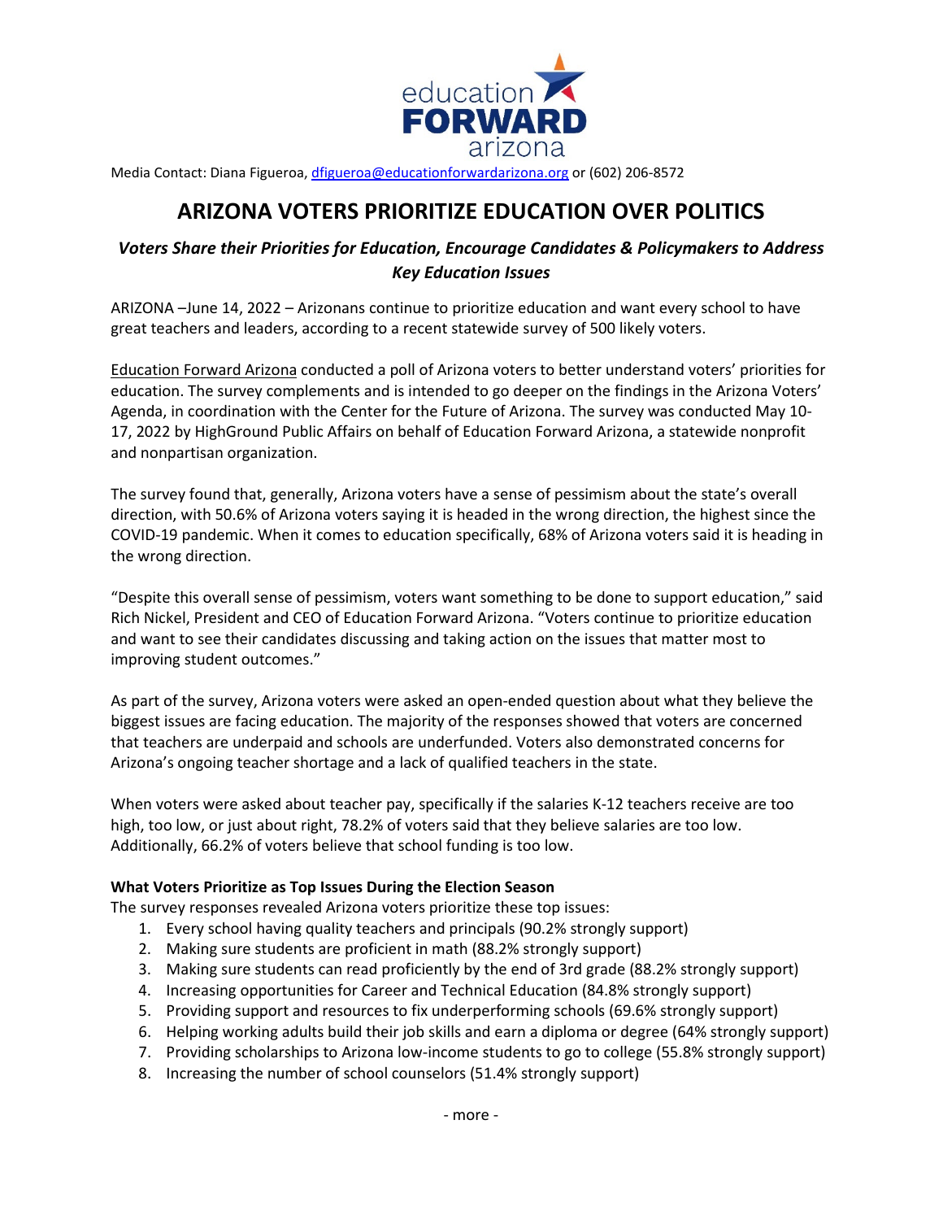Media Contact: Diana Figueroa, dfigueroa@educationforwardarizona.org or (602) 206-8572

# ARIZONA VOTERS PRIORITIZE EDUCATION OVER POLITICS

## *Voters Share their Priorities for Education, Encourage Candidates & Policymakers to Address Key Education Issues*

ARIZONA –June 14, 2022 – Arizonans continue to prioritize education and want every school to have great teachers and leaders, according to a recent statewide survey of 500 likely voters.

Education Forward Arizona conducted a poll of Arizona voters to better understand voters' priorities for education. The survey complements and is intended to go deeper on the findings in the Arizona Voters' Agenda, in coordination with the Center for the Future of Arizona. The survey was conducted May 10-17, 2022 by HighGround Public Affairs on behalf of Education Forward Arizona, a statewide nonprofit and nonpartisan organization.

The survey found that, generally, Arizona voters have a sense of pessimism about the state's overall direction, with 50.6% of Arizona voters saying it is headed in the wrong direction, the highest since the COVID-19 pandemic. When it comes to education specifically, 68% of Arizona voters said it is heading in the wrong direction.

"Despite this overall sense of pessimism, voters want something to be done to support education," said Rich Nickel, President and CEO of Education Forward Arizona. "Voters continue to prioritize education and want to see their candidates discussing and taking action on the issues that matter most to improving student outcomes."

As part of the survey, Arizona voters were asked an open-ended question about what they believe the biggest issues are facing education. The majority of the responses showed that voters are concerned that teachers are underpaid and schools are underfunded. Voters also demonstrated concerns for Arizona's ongoing teacher shortage and a lack of qualified teachers in the state.

When voters were asked about teacher pay, specifically if the salaries K-12 teachers receive are too high, too low, or just about right, 78.2% of voters said that they believe salaries are too low. Additionally, 66.2% of voters believe that school funding is too low.

**What Voters Prioritize as Top Issues During the Election Season**

The survey responses revealed Arizona voters prioritize these top issues:

1. Every school having quality teachers and principals (90.2% strongly support)
2. Making sure students are proficient in math (88.2% strongly support)
3. Making sure students can read proficiently by the end of 3rd grade (88.2% strongly support)
4. Increasing opportunities for Career and Technical Education (84.8% strongly support)
5. Providing support and resources to fix underperforming schools (69.6% strongly support)
6. Helping working adults build their job skills and earn a diploma or degree (64% strongly support)
7. Providing scholarships to Arizona low-income students to go to college (55.8% strongly support)
8. Increasing the number of school counselors (51.4% strongly support)

- more -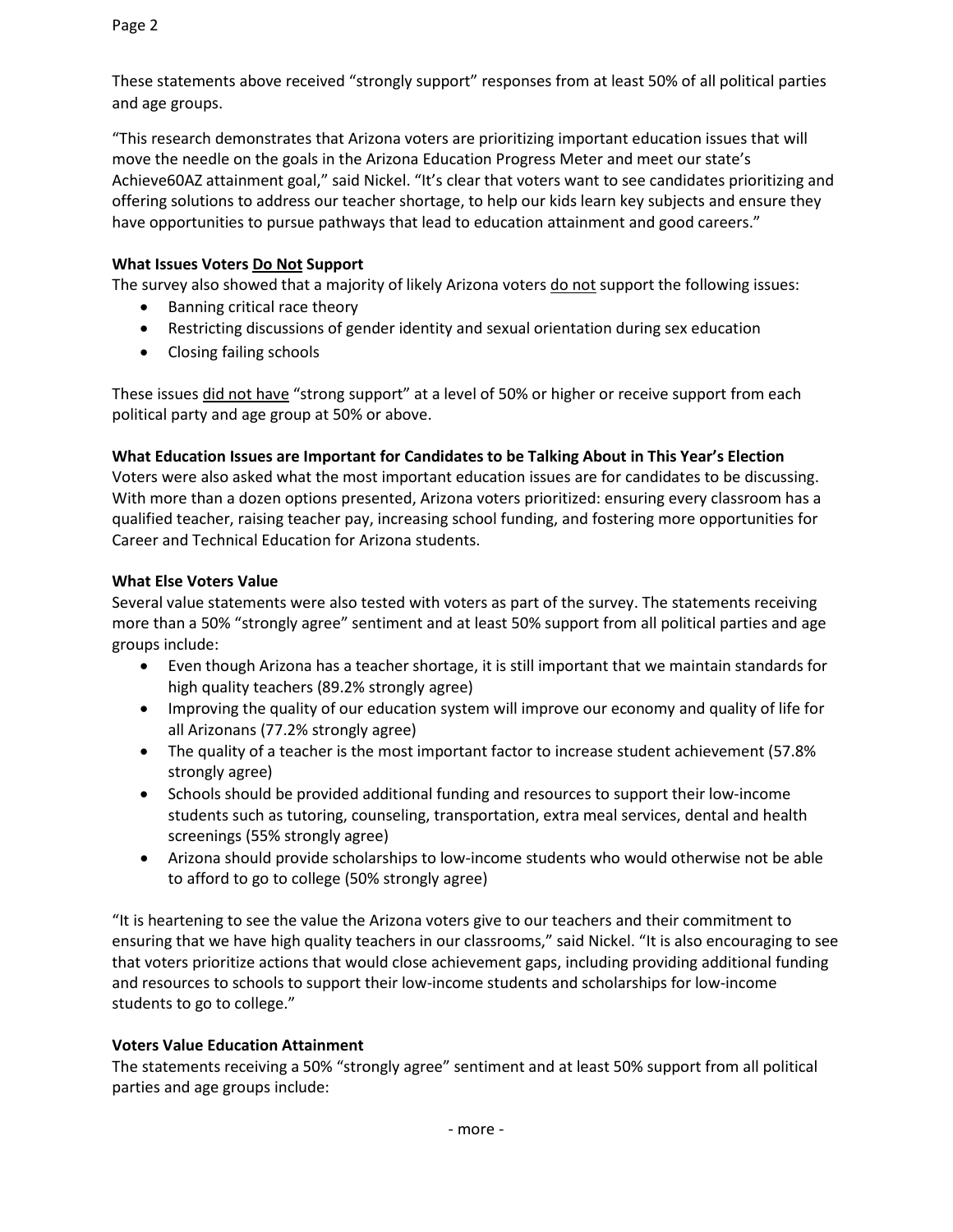These statements above received "strongly support" responses from at least 50% of all political parties and age groups.

"This research demonstrates that Arizona voters are prioritizing important education issues that will move the needle on the goals in the Arizona Education Progress Meter and meet our state's Achieve60AZ attainment goal," said Nickel. "It's clear that voters want to see candidates prioritizing and offering solutions to address our teacher shortage, to help our kids learn key subjects and ensure they have opportunities to pursue pathways that lead to education attainment and good careers."

**What Issues Voters <u>Do Not</u> Support**

The survey also showed that a majority of likely Arizona voters <u>do not</u> support the following issues:

- Banning critical race theory
- Restricting discussions of gender identity and sexual orientation during sex education
- Closing failing schools

These issues <u>did not have</u> "strong support" at a level of 50% or higher or receive support from each political party and age group at 50% or above.

**What Education Issues are Important for Candidates to be Talking About in This Year's Election**

Voters were also asked what the most important education issues are for candidates to be discussing. With more than a dozen options presented, Arizona voters prioritized: ensuring every classroom has a qualified teacher, raising teacher pay, increasing school funding, and fostering more opportunities for Career and Technical Education for Arizona students.

**What Else Voters Value**

Several value statements were also tested with voters as part of the survey. The statements receiving more than a 50% "strongly agree" sentiment and at least 50% support from all political parties and age groups include:

- Even though Arizona has a teacher shortage, it is still important that we maintain standards for high quality teachers (89.2% strongly agree)
- Improving the quality of our education system will improve our economy and quality of life for all Arizonans (77.2% strongly agree)
- The quality of a teacher is the most important factor to increase student achievement (57.8% strongly agree)
- Schools should be provided additional funding and resources to support their low-income students such as tutoring, counseling, transportation, extra meal services, dental and health screenings (55% strongly agree)
- Arizona should provide scholarships to low-income students who would otherwise not be able to afford to go to college (50% strongly agree)

"It is heartening to see the value the Arizona voters give to our teachers and their commitment to ensuring that we have high quality teachers in our classrooms," said Nickel. "It is also encouraging to see that voters prioritize actions that would close achievement gaps, including providing additional funding and resources to schools to support their low-income students and scholarships for low-income students to go to college."

**Voters Value Education Attainment**

The statements receiving a 50% "strongly agree" sentiment and at least 50% support from all political parties and age groups include:

\- more -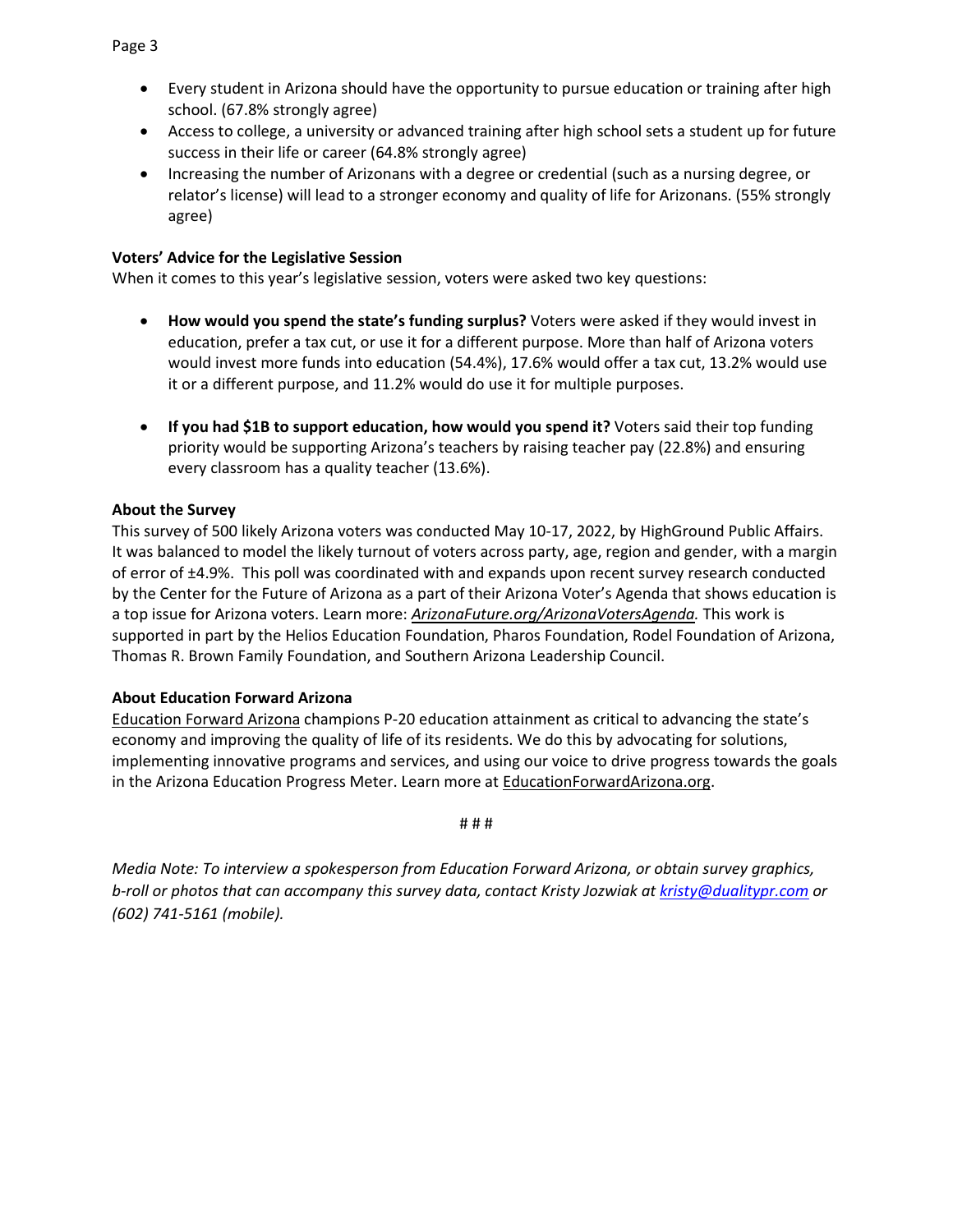- Every student in Arizona should have the opportunity to pursue education or training after high school. (67.8% strongly agree)
- Access to college, a university or advanced training after high school sets a student up for future success in their life or career (64.8% strongly agree)
- Increasing the number of Arizonans with a degree or credential (such as a nursing degree, or relator's license) will lead to a stronger economy and quality of life for Arizonans. (55% strongly agree)

**Voters' Advice for the Legislative Session**

When it comes to this year's legislative session, voters were asked two key questions:

- **How would you spend the state's funding surplus?** Voters were asked if they would invest in education, prefer a tax cut, or use it for a different purpose. More than half of Arizona voters would invest more funds into education (54.4%), 17.6% would offer a tax cut, 13.2% would use it or a different purpose, and 11.2% would do use it for multiple purposes.

- **If you had $1B to support education, how would you spend it?** Voters said their top funding priority would be supporting Arizona's teachers by raising teacher pay (22.8%) and ensuring every classroom has a quality teacher (13.6%).

**About the Survey**

This survey of 500 likely Arizona voters was conducted May 10-17, 2022, by HighGround Public Affairs. It was balanced to model the likely turnout of voters across party, age, region and gender, with a margin of error of ±4.9%. This poll was coordinated with and expands upon recent survey research conducted by the Center for the Future of Arizona as a part of their Arizona Voter's Agenda that shows education is a top issue for Arizona voters. Learn more: *ArizonaFuture.org/ArizonaVotersAgenda.* This work is supported in part by the Helios Education Foundation, Pharos Foundation, Rodel Foundation of Arizona, Thomas R. Brown Family Foundation, and Southern Arizona Leadership Council.

**About Education Forward Arizona**

Education Forward Arizona champions P-20 education attainment as critical to advancing the state's economy and improving the quality of life of its residents. We do this by advocating for solutions, implementing innovative programs and services, and using our voice to drive progress towards the goals in the Arizona Education Progress Meter. Learn more at EducationForwardArizona.org.

# # #

*Media Note: To interview a spokesperson from Education Forward Arizona, or obtain survey graphics, b-roll or photos that can accompany this survey data, contact Kristy Jozwiak at kristy@dualitypr.com or (602) 741-5161 (mobile).*